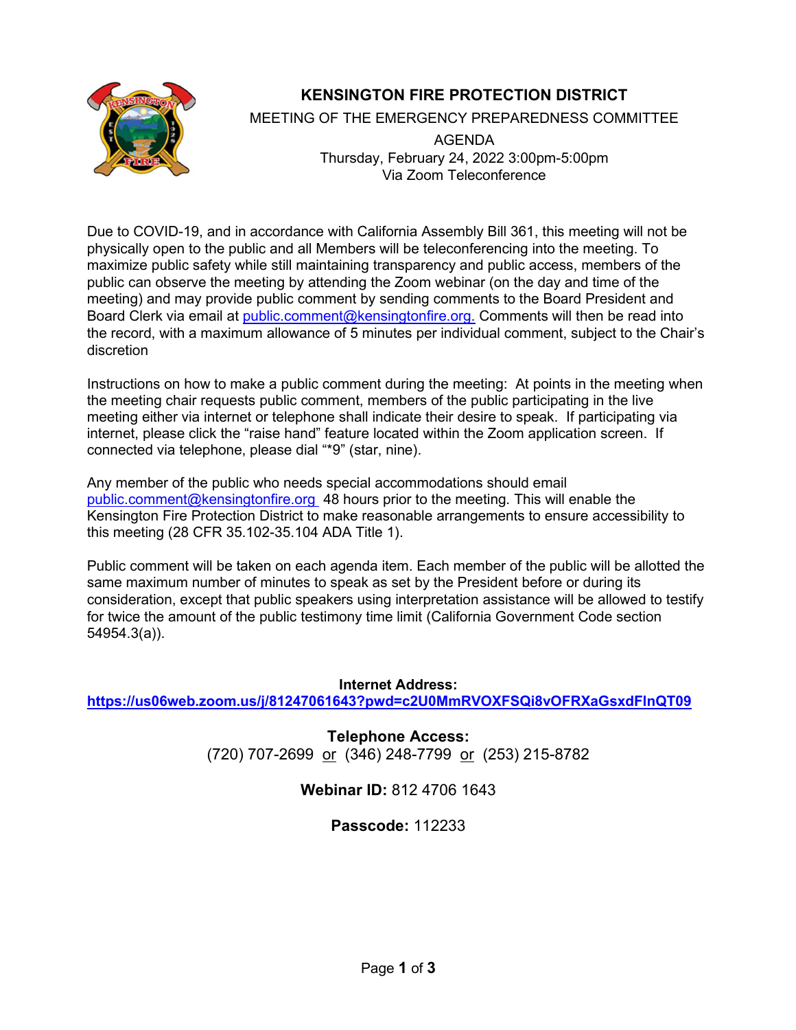# KENSINGTON FIRE PROTECTION DISTRICT

MEETING OF THE EMERGENCY PREPAREDNESS COMMITTEE

AGENDA

Thursday, February 24, 2022 3:00pm-5:00pm

Via Zoom Teleconference

Due to COVID-19, and in accordance with California Assembly Bill 361, this meeting will not be physically open to the public and all Members will be teleconferencing into the meeting. To maximize public safety while still maintaining transparency and public access, members of the public can observe the meeting by attending the Zoom webinar (on the day and time of the meeting) and may provide public comment by sending comments to the Board President and Board Clerk via email at public.comment@kensingtonfire.org. Comments will then be read into the record, with a maximum allowance of 5 minutes per individual comment, subject to the Chair's discretion

Instructions on how to make a public comment during the meeting: At points in the meeting when the meeting chair requests public comment, members of the public participating in the live meeting either via internet or telephone shall indicate their desire to speak. If participating via internet, please click the "raise hand" feature located within the Zoom application screen. If connected via telephone, please dial "*9" (star, nine).

Any member of the public who needs special accommodations should email public.comment@kensingtonfire.org 48 hours prior to the meeting. This will enable the Kensington Fire Protection District to make reasonable arrangements to ensure accessibility to this meeting (28 CFR 35.102-35.104 ADA Title 1).

Public comment will be taken on each agenda item. Each member of the public will be allotted the same maximum number of minutes to speak as set by the President before or during its consideration, except that public speakers using interpretation assistance will be allowed to testify for twice the amount of the public testimony limit (California Government Code section 54954.3(a)).

**Internet Address:**
**https://us06web.zoom.us/j/81247061643?pwd=c2U0MmRVOXFSQi8vOFRXaGsxdFlnQT09**

**Telephone Access:**
(720) 707-2699 or (346) 248-7799 or (253) 215-8782

**Webinar ID:** 812 4706 1643

**Passcode:** 112233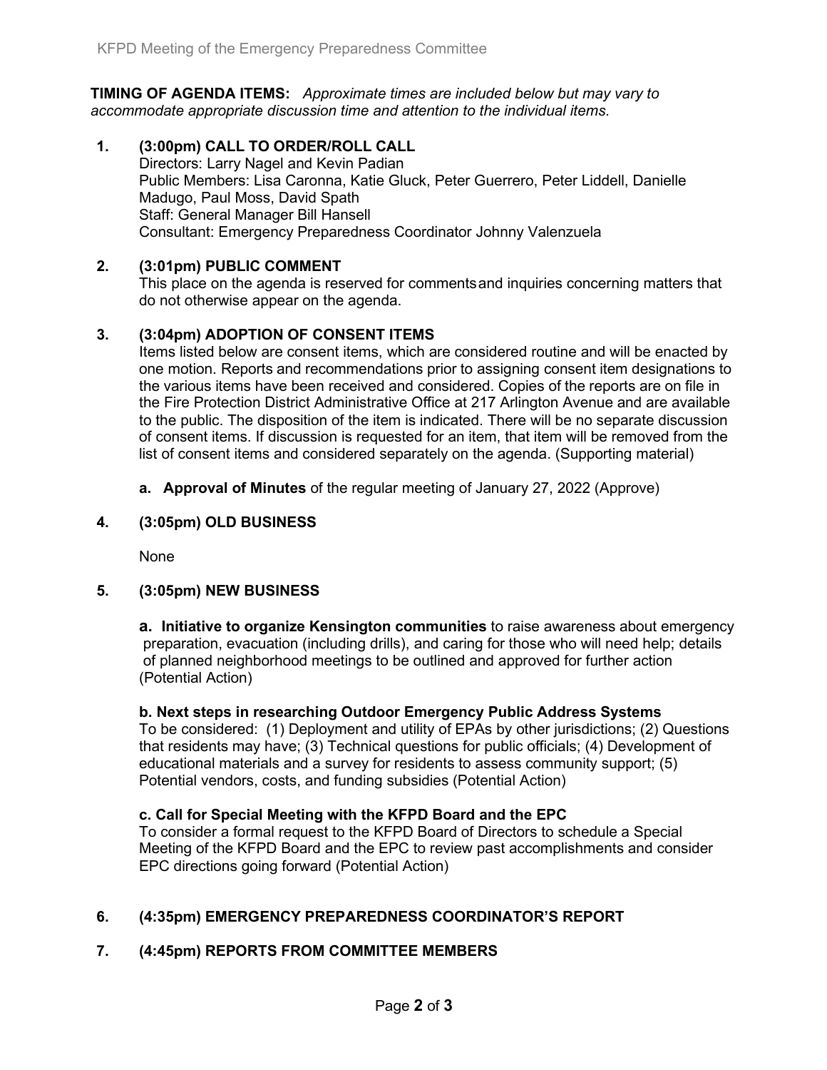**TIMING OF AGENDA ITEMS:** *Approximate times are included below but may vary to accommodate appropriate discussion time and attention to the individual items.*

**1. (3:00pm) CALL TO ORDER/ROLL CALL**

Directors: Larry Nagel and Kevin Padian
Public Members: Lisa Caronna, Katie Gluck, Peter Guerrero, Peter Liddell, Danielle Madugo, Paul Moss, David Spath
Staff: General Manager Bill Hansell
Consultant: Emergency Preparedness Coordinator Johnny Valenzuela

**2. (3:01pm) PUBLIC COMMENT**

This place on the agenda is reserved for comments and inquiries concerning matters that do not otherwise appear on the agenda.

**3. (3:04pm) ADOPTION OF CONSENT ITEMS**

Items listed below are consent items, which are considered routine and will be enacted by one motion. Reports and recommendations prior to assigning consent item designations to the various items have been received and considered. Copies of the reports are on file in the Fire Protection District Administrative Office at 217 Arlington Avenue and are available to the public. The disposition of the item is indicated. There will be no separate discussion of consent items. If discussion is requested for an item, that item will be removed from the list of consent items and considered separately on the agenda. (Supporting material)

**a. Approval of Minutes** of the regular meeting of January 27, 2022 (Approve)

**4. (3:05pm) OLD BUSINESS**

None

**5. (3:05pm) NEW BUSINESS**

**a. Initiative to organize Kensington communities** to raise awareness about emergency preparation, evacuation (including drills), and caring for those who will need help; details of planned neighborhood meetings to be outlined and approved for further action (Potential Action)

**b. Next steps in researching Outdoor Emergency Public Address Systems**

To be considered: (1) Deployment and utility of EPAs by other jurisdictions; (2) Questions that residents may have; (3) Technical questions for public officials; (4) Development of educational materials and a survey for residents to assess community support; (5) Potential vendors, costs, and funding subsidies (Potential Action)

**c. Call for Special Meeting with the KFPD Board and the EPC**

To consider a formal request to the KFPD Board of Directors to schedule a Special Meeting of the KFPD Board and the EPC to review past accomplishments and consider EPC directions going forward (Potential Action)

**6. (4:35pm) EMERGENCY PREPAREDNESS COORDINATOR'S REPORT**

**7. (4:45pm) REPORTS FROM COMMITTEE MEMBERS**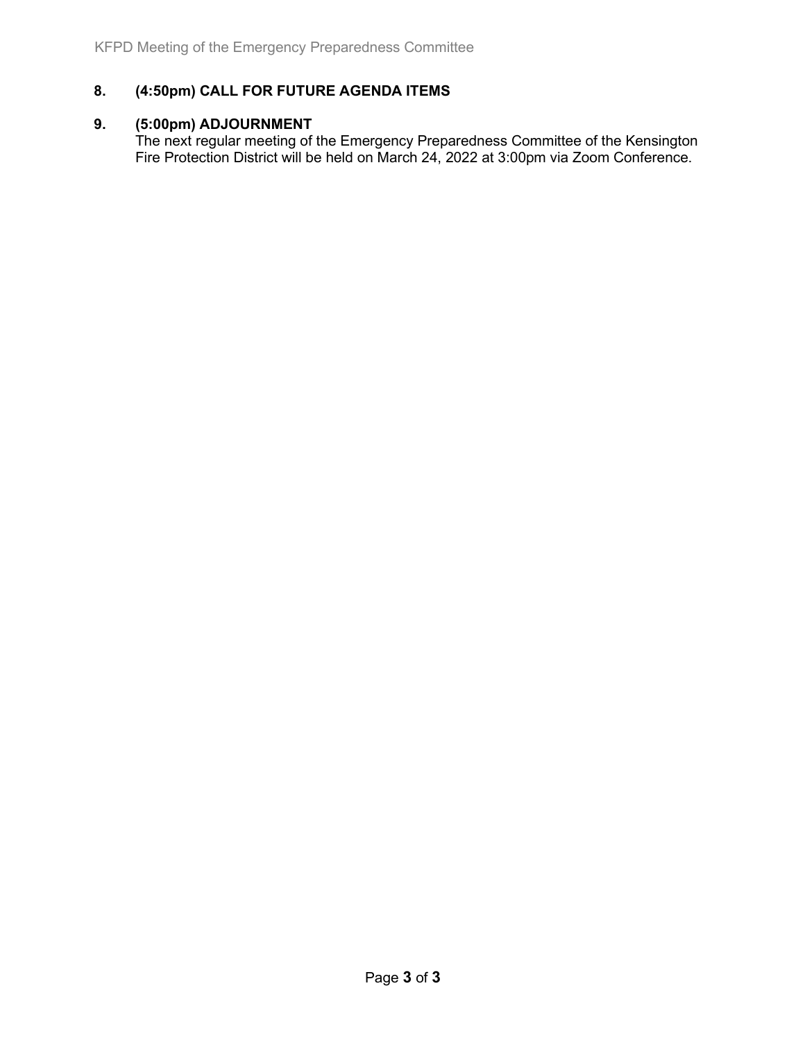**8. (4:50pm) CALL FOR FUTURE AGENDA ITEMS**

**9. (5:00pm) ADJOURNMENT**

The next regular meeting of the Emergency Preparedness Committee of the Kensington Fire Protection District will be held on March 24, 2022 at 3:00pm via Zoom Conference.